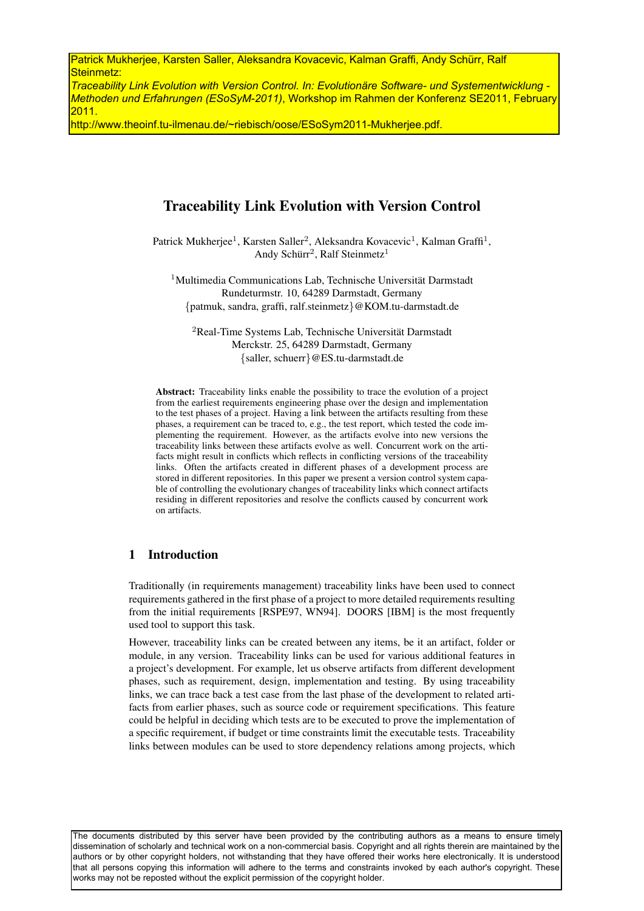Patrick Mukherjee, Karsten Saller, Aleksandra Kovacevic, Kalman Graffi, Andy Schürr, Ralf Steinmetz:
*Traceability Link Evolution with Version Control. In: Evolutionäre Software- und Systementwicklung - Methoden und Erfahrungen (ESoSyM-2011)*, Workshop im Rahmen der Konferenz SE2011, February 2011.
http://www.theoinf.tu-ilmenau.de/~riebisch/oose/ESoSym2011-Mukherjee.pdf.

# Traceability Link Evolution with Version Control

Patrick Mukherjee[1], Karsten Saller[2], Aleksandra Kovacevic[1], Kalman Graffi[1], Andy Schürr[2], Ralf Steinmetz[1]

[1]Multimedia Communications Lab, Technische Universität Darmstadt
Rundeturmstr. 10, 64289 Darmstadt, Germany
{patmuk, sandra, graffi, ralf.steinmetz}@KOM.tu-darmstadt.de

[2]Real-Time Systems Lab, Technische Universität Darmstadt
Merckstr. 25, 64289 Darmstadt, Germany
{saller, schuerr}@ES.tu-darmstadt.de

**Abstract:** Traceability links enable the possibility to trace the evolution of a project from the earliest requirements engineering phase over the design and implementation to the test phases of a project. Having a link between the artifacts resulting from these phases, a requirement can be traced to, e.g., the test report, which tested the code implementing the requirement. However, as the artifacts evolve into new versions the traceability links between these artifacts evolve as well. Concurrent work on the artifacts might result in conflicts which reflects in conflicting versions of the traceability links. Often the artifacts created in different phases of a development process are stored in different repositories. In this paper we present a version control system capable of controlling the evolutionary changes of traceability links which connect artifacts residing in different repositories and resolve the conflicts caused by concurrent work on artifacts.

## 1 Introduction

Traditionally (in requirements management) traceability links have been used to connect requirements gathered in the first phase of a project to more detailed requirements resulting from the initial requirements [RSPE97, WN94]. DOORS [IBM] is the most frequently used tool to support this task.

However, traceability links can be created between any items, be it an artifact, folder or module, in any version. Traceability links can be used for various additional features in a project's development. For example, let us observe artifacts from different development phases, such as requirement, design, implementation and testing. By using traceability links, we can trace back a test case from the last phase of the development to related artifacts from earlier phases, such as source code or requirement specifications. This feature could be helpful in deciding which tests are to be executed to prove the implementation of a specific requirement, if budget or time constraints limit the executable tests. Traceability links between modules can be used to store dependency relations among projects, which

The documents distributed by this server have been provided by the contributing authors as a means to ensure timely dissemination of scholarly and technical work on a non-commercial basis. Copyright and all rights therein are maintained by the authors or by other copyright holders, not withstanding that they have offered their works here electronically. It is understood that all persons copying this information will adhere to the terms and constraints invoked by each author's copyright. These works may not be reposted without the explicit permission of the copyright holder.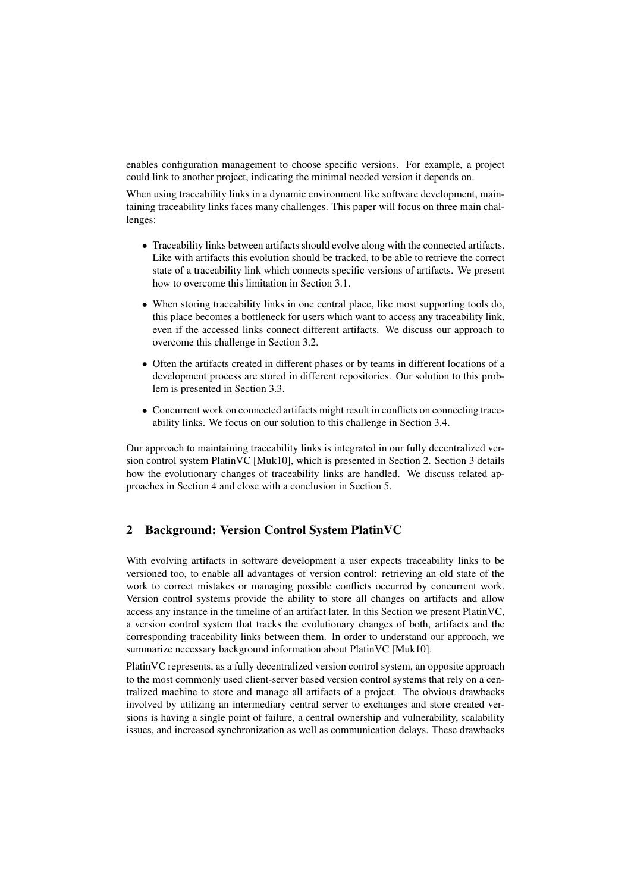enables configuration management to choose specific versions. For example, a project could link to another project, indicating the minimal needed version it depends on.

When using traceability links in a dynamic environment like software development, maintaining traceability links faces many challenges. This paper will focus on three main challenges:

- Traceability links between artifacts should evolve along with the connected artifacts. Like with artifacts this evolution should be tracked, to be able to retrieve the correct state of a traceability link which connects specific versions of artifacts. We present how to overcome this limitation in Section 3.1.
- When storing traceability links in one central place, like most supporting tools do, this place becomes a bottleneck for users which want to access any traceability link, even if the accessed links connect different artifacts. We discuss our approach to overcome this challenge in Section 3.2.
- Often the artifacts created in different phases or by teams in different locations of a development process are stored in different repositories. Our solution to this problem is presented in Section 3.3.
- Concurrent work on connected artifacts might result in conflicts on connecting traceability links. We focus on our solution to this challenge in Section 3.4.

Our approach to maintaining traceability links is integrated in our fully decentralized version control system PlatinVC [Muk10], which is presented in Section 2. Section 3 details how the evolutionary changes of traceability links are handled. We discuss related approaches in Section 4 and close with a conclusion in Section 5.

## 2 Background: Version Control System PlatinVC

With evolving artifacts in software development a user expects traceability links to be versioned too, to enable all advantages of version control: retrieving an old state of the work to correct mistakes or managing possible conflicts occurred by concurrent work. Version control systems provide the ability to store all changes on artifacts and allow access any instance in the timeline of an artifact later. In this Section we present PlatinVC, a version control system that tracks the evolutionary changes of both, artifacts and the corresponding traceability links between them. In order to understand our approach, we summarize necessary background information about PlatinVC [Muk10].

PlatinVC represents, as a fully decentralized version control system, an opposite approach to the most commonly used client-server based version control systems that rely on a centralized machine to store and manage all artifacts of a project. The obvious drawbacks involved by utilizing an intermediary central server to exchanges and store created versions is having a single point of failure, a central ownership and vulnerability, scalability issues, and increased synchronization as well as communication delays. These drawbacks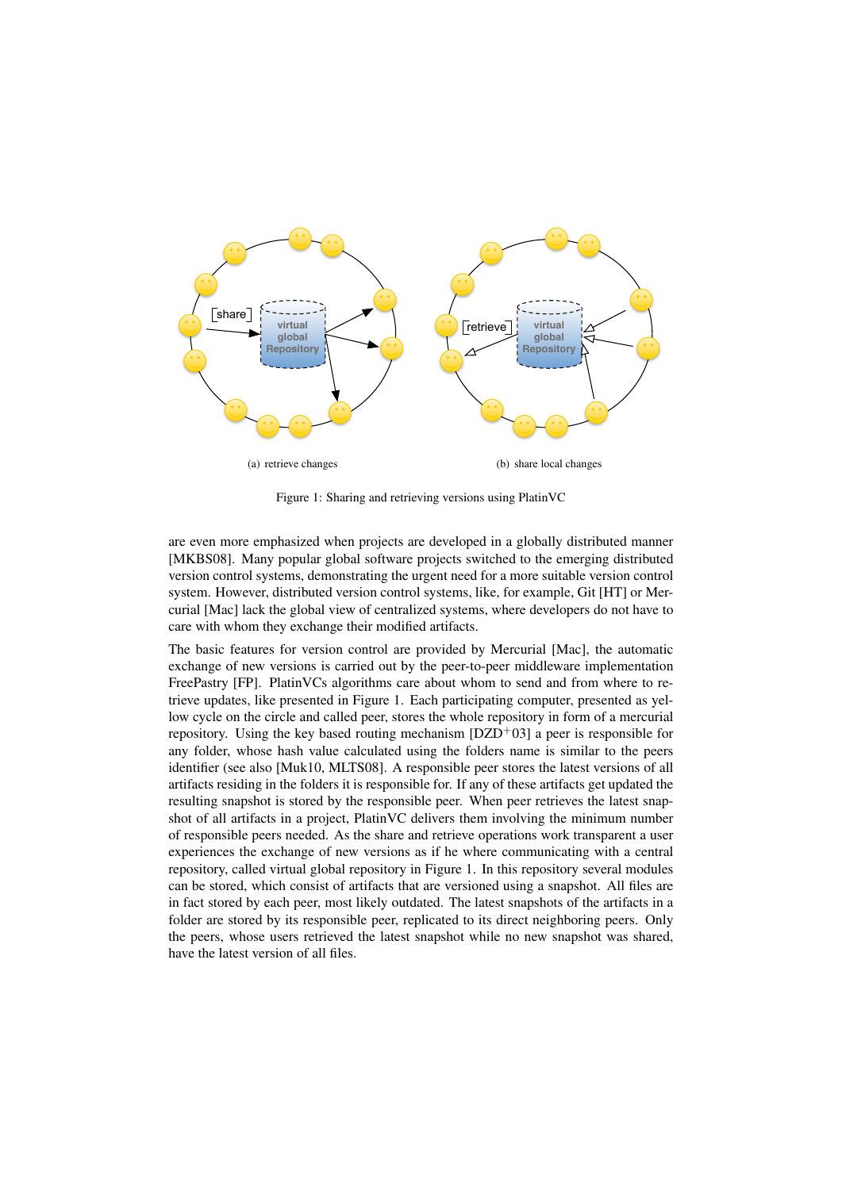(a) retrieve changes

(b) share local changes

Figure 1: Sharing and retrieving versions using PlatinVC

are even more emphasized when projects are developed in a globally distributed manner [MKBS08]. Many popular global software projects switched to the emerging distributed version control systems, demonstrating the urgent need for a more suitable version control system. However, distributed version control systems, like, for example, Git [HT] or Mercurial [Mac] lack the global view of centralized systems, where developers do not have to care with whom they exchange their modified artifacts.

The basic features for version control are provided by Mercurial [Mac], the automatic exchange of new versions is carried out by the peer-to-peer middleware implementation FreePastry [FP]. PlatinVCs algorithms care about whom to send and from where to retrieve updates, like presented in Figure 1. Each participating computer, presented as yellow cycle on the circle and called peer, stores the whole repository in form of a mercurial repository. Using the key based routing mechanism [DZD+03] a peer is responsible for any folder, whose hash value calculated using the folders name is similar to the peers identifier (see also [Muk10, MLTS08]. A responsible peer stores the latest versions of all artifacts residing in the folders it is responsible for. If any of these artifacts get updated the resulting snapshot is stored by the responsible peer. When peer retrieves the latest snapshot of all artifacts in a project, PlatinVC delivers them involving the minimum number of responsible peers needed. As the share and retrieve operations work transparent a user experiences the exchange of new versions as if he where communicating with a central repository, called virtual global repository in Figure 1. In this repository several modules can be stored, which consist of artifacts that are versioned using a snapshot. All files are in fact stored by each peer, most likely outdated. The latest snapshots of the artifacts in a folder are stored by its responsible peer, replicated to its direct neighboring peers. Only the peers, whose users retrieved the latest snapshot while no new snapshot was shared, have the latest version of all files.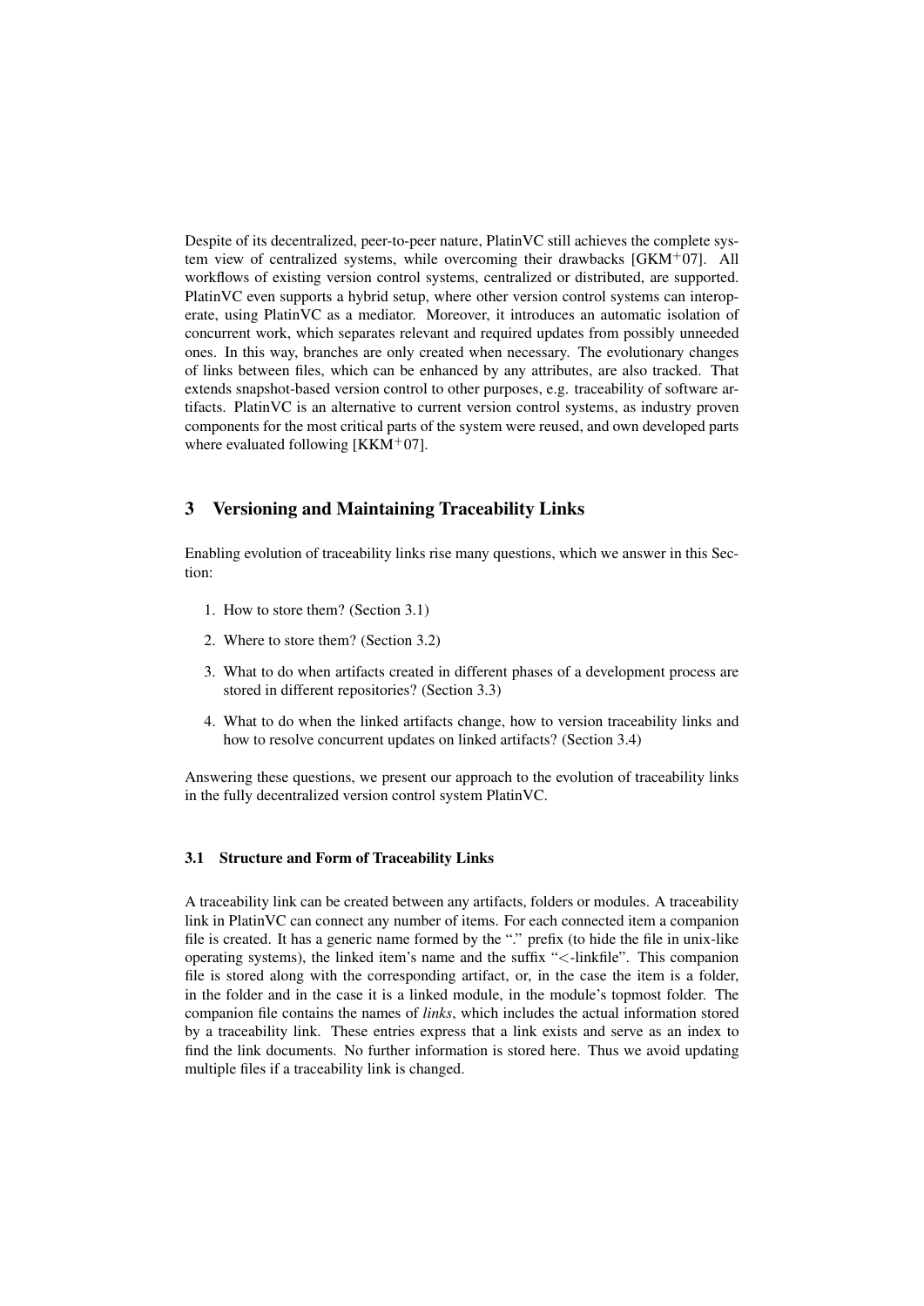Despite of its decentralized, peer-to-peer nature, PlatinVC still achieves the complete system view of centralized systems, while overcoming their drawbacks [GKM+07]. All workflows of existing version control systems, centralized or distributed, are supported. PlatinVC even supports a hybrid setup, where other version control systems can interoperate, using PlatinVC as a mediator. Moreover, it introduces an automatic isolation of concurrent work, which separates relevant and required updates from possibly unneeded ones. In this way, branches are only created when necessary. The evolutionary changes of links between files, which can be enhanced by any attributes, are also tracked. That extends snapshot-based version control to other purposes, e.g. traceability of software artifacts. PlatinVC is an alternative to current version control systems, as industry proven components for the most critical parts of the system were reused, and own developed parts where evaluated following [KKM+07].

## 3 Versioning and Maintaining Traceability Links

Enabling evolution of traceability links rise many questions, which we answer in this Section:

1. How to store them? (Section 3.1)
2. Where to store them? (Section 3.2)
3. What to do when artifacts created in different phases of a development process are stored in different repositories? (Section 3.3)
4. What to do when the linked artifacts change, how to version traceability links and how to resolve concurrent updates on linked artifacts? (Section 3.4)

Answering these questions, we present our approach to the evolution of traceability links in the fully decentralized version control system PlatinVC.

### 3.1 Structure and Form of Traceability Links

A traceability link can be created between any artifacts, folders or modules. A traceability link in PlatinVC can connect any number of items. For each connected item a companion file is created. It has a generic name formed by the "." prefix (to hide the file in unix-like operating systems), the linked item's name and the suffix "<-linkfile". This companion file is stored along with the corresponding artifact, or, in the case the item is a folder, in the folder and in the case it is a linked module, in the module's topmost folder. The companion file contains the names of *links*, which includes the actual information stored by a traceability link. These entries express that a link exists and serve as an index to find the link documents. No further information is stored here. Thus we avoid updating multiple files if a traceability link is changed.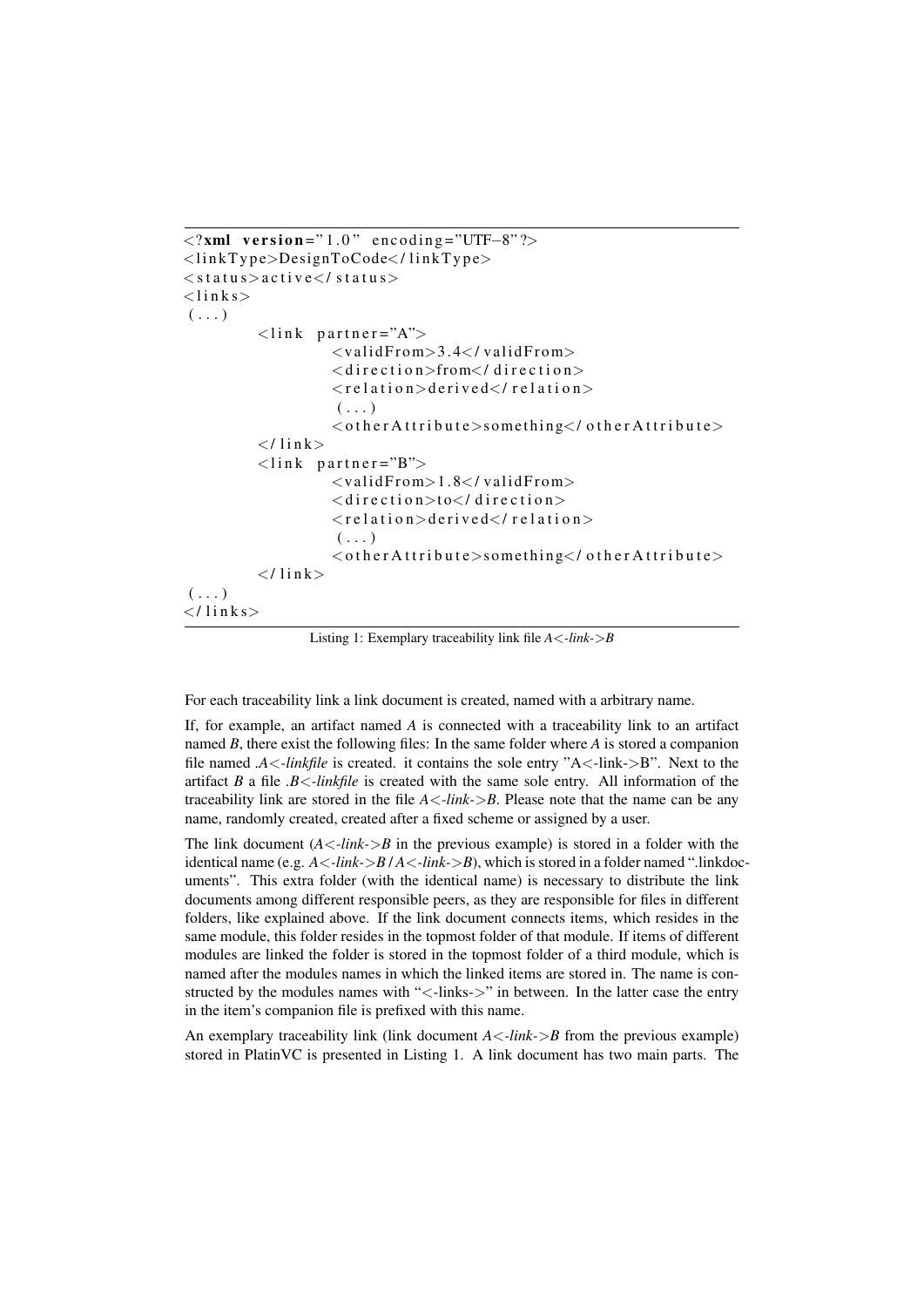```
<?xml version="1.0" encoding="UTF-8"?>
<linkType>DesignToCode</linkType>
<status>active</status>
<links>
(...)
        <link partner="A">
                <validFrom>3.4</validFrom>
                <direction>from</direction>
                <relation>derived</relation>
                (...)
                <otherAttribute>something</otherAttribute>
        </link>
        <link partner="B">
                <validFrom>1.8</validFrom>
                <direction>to</direction>
                <relation>derived</relation>
                (...)
                <otherAttribute>something</otherAttribute>
        </link>
(...)
</links>
```

Listing 1: Exemplary traceability link file *A<-link->B*

For each traceability link a link document is created, named with a arbitrary name.

If, for example, an artifact named *A* is connected with a traceability link to an artifact named *B*, there exist the following files: In the same folder where *A* is stored a companion file named *.A<-linkfile* is created. it contains the sole entry "A<-link->B". Next to the artifact *B* a file *.B<-linkfile* is created with the same sole entry. All information of the traceability link are stored in the file *A<-link->B*. Please note that the name can be any name, randomly created, created after a fixed scheme or assigned by a user.

The link document (*A<-link->B* in the previous example) is stored in a folder with the identical name (e.g. *A<-link->B* / *A<-link->B*), which is stored in a folder named ".linkdocuments". This extra folder (with the identical name) is necessary to distribute the link documents among different responsible peers, as they are responsible for files in different folders, like explained above. If the link document connects items, which resides in the same module, this folder resides in the topmost folder of that module. If items of different modules are linked the folder is stored in the topmost folder of a third module, which is named after the modules names in which the linked items are stored in. The name is constructed by the modules names with "<-links->" in between. In the latter case the entry in the item's companion file is prefixed with this name.

An exemplary traceability link (link document *A<-link->B* from the previous example) stored in PlatinVC is presented in Listing 1. A link document has two main parts. The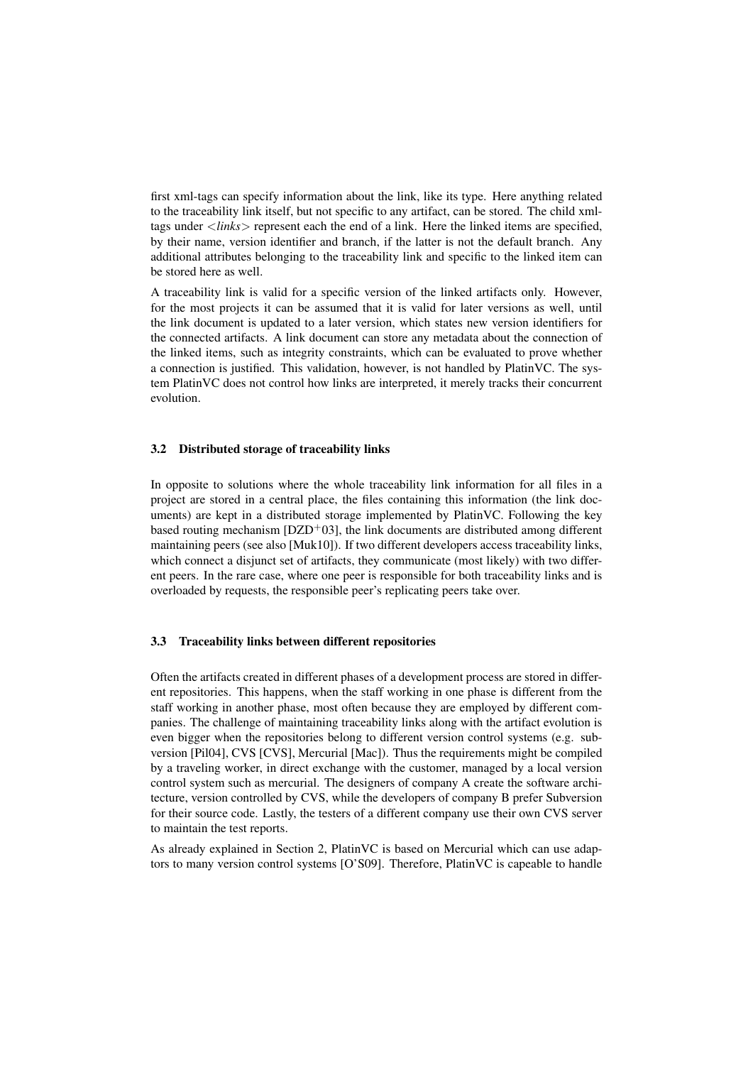first xml-tags can specify information about the link, like its type. Here anything related to the traceability link itself, but not specific to any artifact, can be stored. The child xml-tags under *<links>* represent each the end of a link. Here the linked items are specified, by their name, version identifier and branch, if the latter is not the default branch. Any additional attributes belonging to the traceability link and specific to the linked item can be stored here as well.

A traceability link is valid for a specific version of the linked artifacts only. However, for the most projects it can be assumed that it is valid for later versions as well, until the link document is updated to a later version, which states new version identifiers for the connected artifacts. A link document can store any metadata about the connection of the linked items, such as integrity constraints, which can be evaluated to prove whether a connection is justified. This validation, however, is not handled by PlatinVC. The system PlatinVC does not control how links are interpreted, it merely tracks their concurrent evolution.

### 3.2 Distributed storage of traceability links

In opposite to solutions where the whole traceability link information for all files in a project are stored in a central place, the files containing this information (the link documents) are kept in a distributed storage implemented by PlatinVC. Following the key based routing mechanism [DZD+03], the link documents are distributed among different maintaining peers (see also [Muk10]). If two different developers access traceability links, which connect a disjunct set of artifacts, they communicate (most likely) with two different peers. In the rare case, where one peer is responsible for both traceability links and is overloaded by requests, the responsible peer's replicating peers take over.

### 3.3 Traceability links between different repositories

Often the artifacts created in different phases of a development process are stored in different repositories. This happens, when the staff working in one phase is different from the staff working in another phase, most often because they are employed by different companies. The challenge of maintaining traceability links along with the artifact evolution is even bigger when the repositories belong to different version control systems (e.g. subversion [Pil04], CVS [CVS], Mercurial [Mac]). Thus the requirements might be compiled by a traveling worker, in direct exchange with the customer, managed by a local version control system such as mercurial. The designers of company A create the software architecture, version controlled by CVS, while the developers of company B prefer Subversion for their source code. Lastly, the testers of a different company use their own CVS server to maintain the test reports.

As already explained in Section 2, PlatinVC is based on Mercurial which can use adaptors to many version control systems [O'S09]. Therefore, PlatinVC is capeable to handle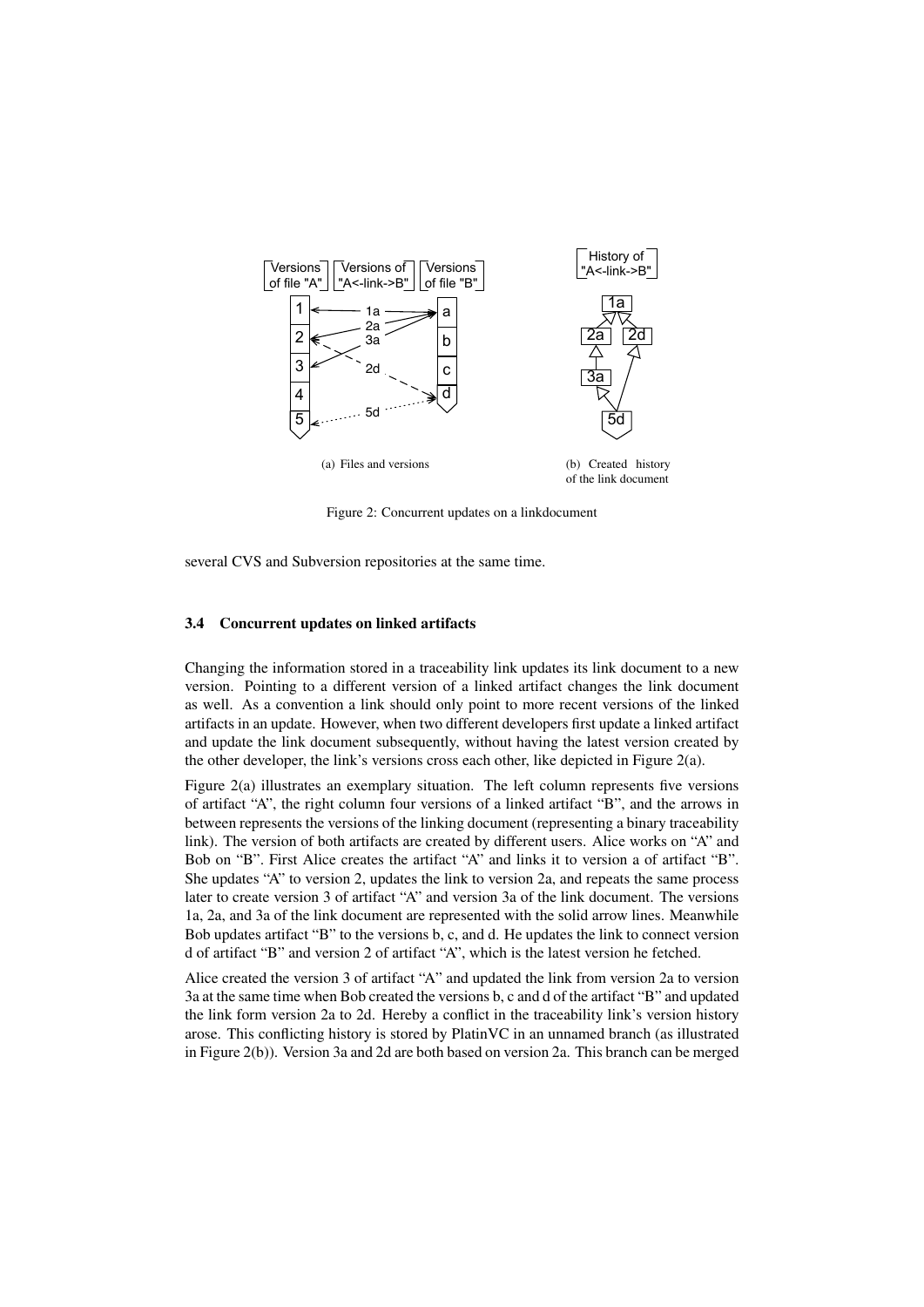(a) Files and versions

(b) Created history of the link document

Figure 2: Concurrent updates on a linkdocument

several CVS and Subversion repositories at the same time.

### 3.4 Concurrent updates on linked artifacts

Changing the information stored in a traceability link updates its link document to a new version. Pointing to a different version of a linked artifact changes the link document as well. As a convention a link should only point to more recent versions of the linked artifacts in an update. However, when two different developers first update a linked artifact and update the link document subsequently, without having the latest version created by the other developer, the link's versions cross each other, like depicted in Figure 2(a).

Figure 2(a) illustrates an exemplary situation. The left column represents five versions of artifact "A", the right column four versions of a linked artifact "B", and the arrows in between represents the versions of the linking document (representing a binary traceability link). The version of both artifacts are created by different users. Alice works on "A" and Bob on "B". First Alice creates the artifact "A" and links it to version a of artifact "B". She updates "A" to version 2, updates the link to version 2a, and repeats the same process later to create version 3 of artifact "A" and version 3a of the link document. The versions 1a, 2a, and 3a of the link document are represented with the solid arrow lines. Meanwhile Bob updates artifact "B" to the versions b, c, and d. He updates the link to connect version d of artifact "B" and version 2 of artifact "A", which is the latest version he fetched.

Alice created the version 3 of artifact "A" and updated the link from version 2a to version 3a at the same time when Bob created the versions b, c and d of the artifact "B" and updated the link form version 2a to 2d. Hereby a conflict in the traceability link's version history arose. This conflicting history is stored by PlatinVC in an unnamed branch (as illustrated in Figure 2(b)). Version 3a and 2d are both based on version 2a. This branch can be merged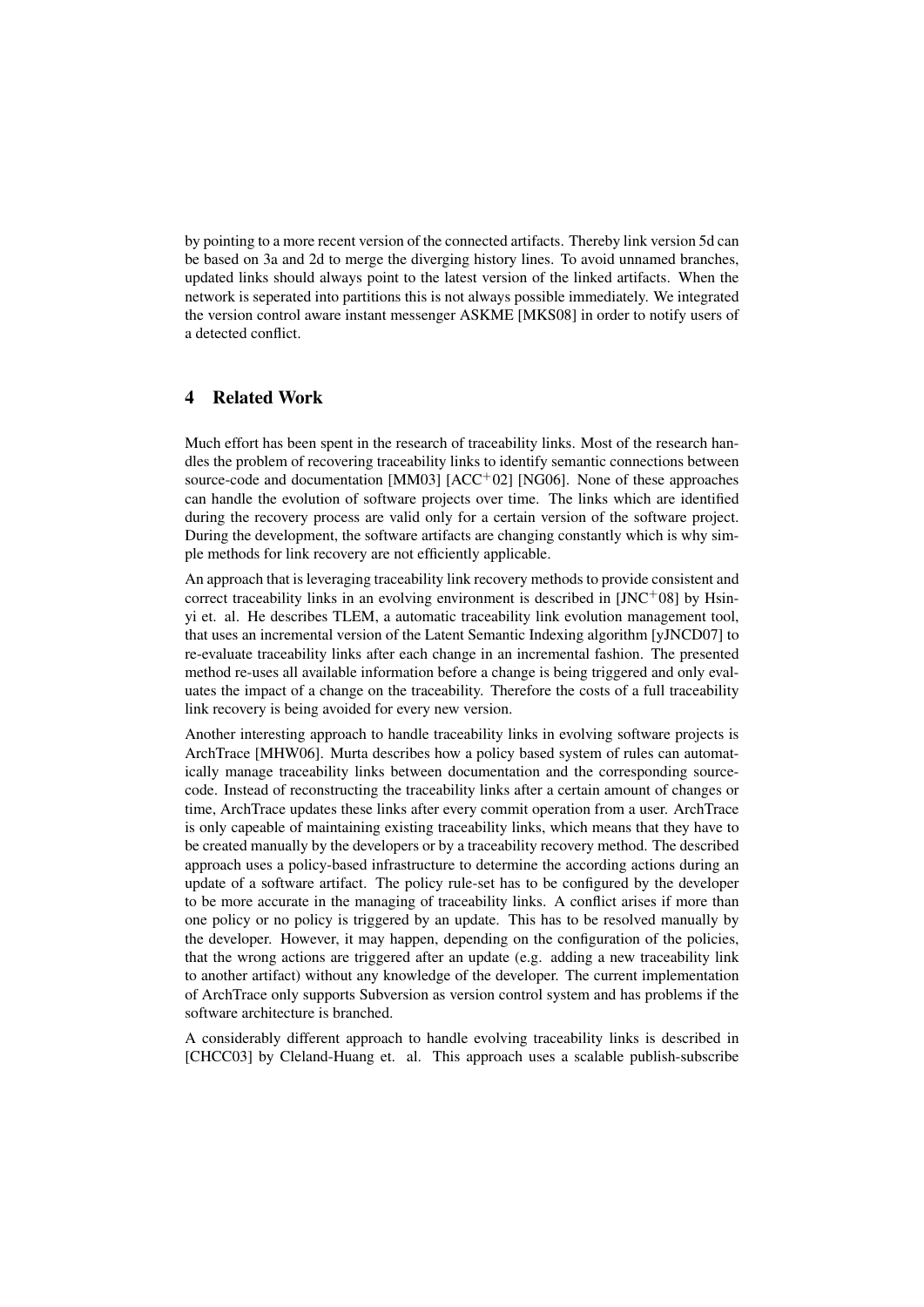by pointing to a more recent version of the connected artifacts. Thereby link version 5d can be based on 3a and 2d to merge the diverging history lines. To avoid unnamed branches, updated links should always point to the latest version of the linked artifacts. When the network is seperated into partitions this is not always possible immediately. We integrated the version control aware instant messenger ASKME [MKS08] in order to notify users of a detected conflict.

## 4 Related Work

Much effort has been spent in the research of traceability links. Most of the research handles the problem of recovering traceability links to identify semantic connections between source-code and documentation [MM03] [ACC+02] [NG06]. None of these approaches can handle the evolution of software projects over time. The links which are identified during the recovery process are valid only for a certain version of the software project. During the development, the software artifacts are changing constantly which is why simple methods for link recovery are not efficiently applicable.

An approach that is leveraging traceability link recovery methods to provide consistent and correct traceability links in an evolving environment is described in [JNC+08] by Hsin-yi et. al. He describes TLEM, a automatic traceability link evolution management tool, that uses an incremental version of the Latent Semantic Indexing algorithm [yJNCD07] to re-evaluate traceability links after each change in an incremental fashion. The presented method re-uses all available information before a change is being triggered and only evaluates the impact of a change on the traceability. Therefore the costs of a full traceability link recovery is being avoided for every new version.

Another interesting approach to handle traceability links in evolving software projects is ArchTrace [MHW06]. Murta describes how a policy based system of rules can automatically manage traceability links between documentation and the corresponding source-code. Instead of reconstructing the traceability links after a certain amount of changes or time, ArchTrace updates these links after every commit operation from a user. ArchTrace is only capeable of maintaining existing traceability links, which means that they have to be created manually by the developers or by a traceability recovery method. The described approach uses a policy-based infrastructure to determine the according actions during an update of a software artifact. The policy rule-set has to be configured by the developer to be more accurate in the managing of traceability links. A conflict arises if more than one policy or no policy is triggered by an update. This has to be resolved manually by the developer. However, it may happen, depending on the configuration of the policies, that the wrong actions are triggered after an update (e.g. adding a new traceability link to another artifact) without any knowledge of the developer. The current implementation of ArchTrace only supports Subversion as version control system and has problems if the software architecture is branched.

A considerably different approach to handle evolving traceability links is described in [CHCC03] by Cleland-Huang et. al. This approach uses a scalable publish-subscribe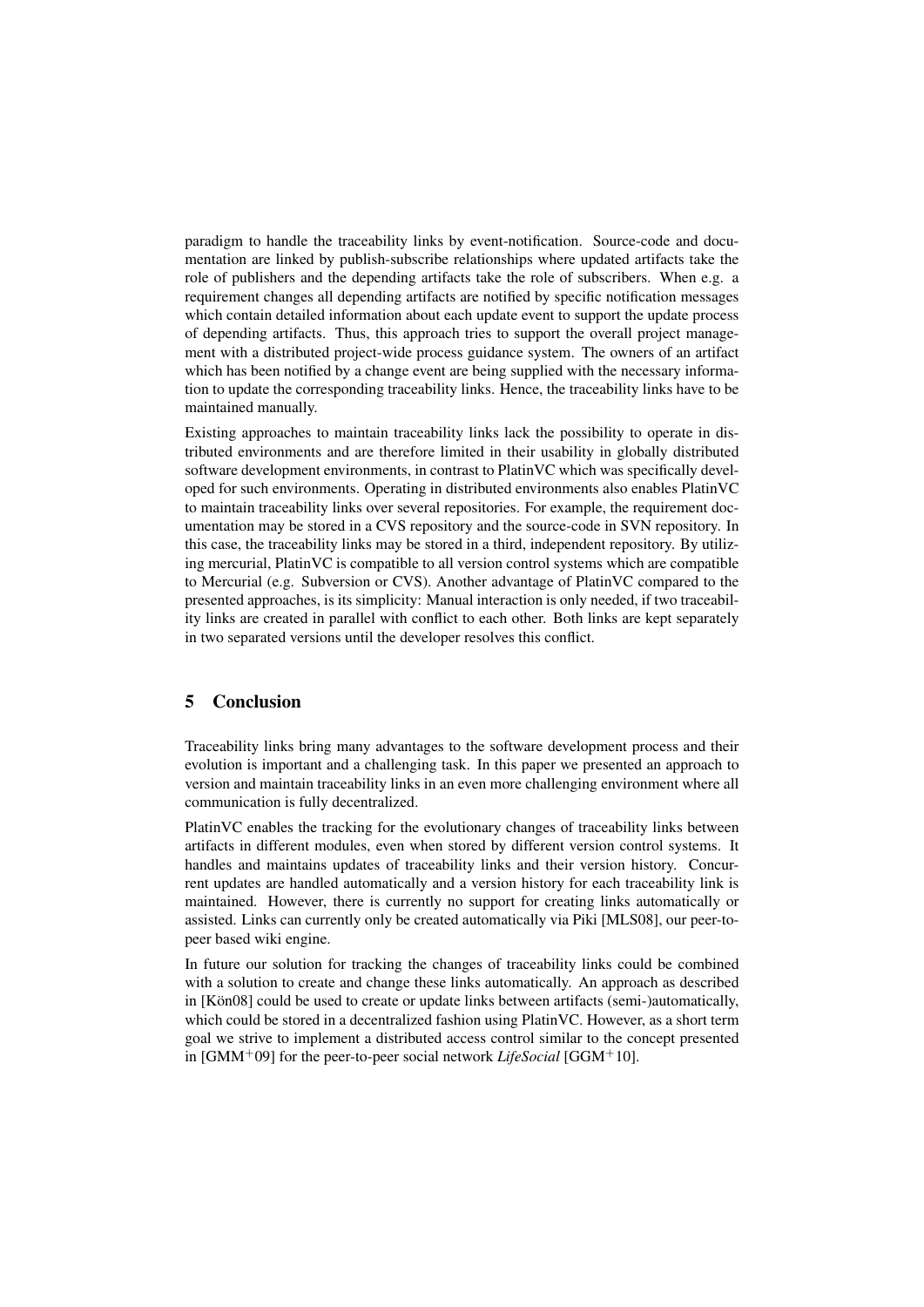paradigm to handle the traceability links by event-notification. Source-code and documentation are linked by publish-subscribe relationships where updated artifacts take the role of publishers and the depending artifacts take the role of subscribers. When e.g. a requirement changes all depending artifacts are notified by specific notification messages which contain detailed information about each update event to support the update process of depending artifacts. Thus, this approach tries to support the overall project management with a distributed project-wide process guidance system. The owners of an artifact which has been notified by a change event are being supplied with the necessary information to update the corresponding traceability links. Hence, the traceability links have to be maintained manually.

Existing approaches to maintain traceability links lack the possibility to operate in distributed environments and are therefore limited in their usability in globally distributed software development environments, in contrast to PlatinVC which was specifically developed for such environments. Operating in distributed environments also enables PlatinVC to maintain traceability links over several repositories. For example, the requirement documentation may be stored in a CVS repository and the source-code in SVN repository. In this case, the traceability links may be stored in a third, independent repository. By utilizing mercurial, PlatinVC is compatible to all version control systems which are compatible to Mercurial (e.g. Subversion or CVS). Another advantage of PlatinVC compared to the presented approaches, is its simplicity: Manual interaction is only needed, if two traceability links are created in parallel with conflict to each other. Both links are kept separately in two separated versions until the developer resolves this conflict.

## 5 Conclusion

Traceability links bring many advantages to the software development process and their evolution is important and a challenging task. In this paper we presented an approach to version and maintain traceability links in an even more challenging environment where all communication is fully decentralized.

PlatinVC enables the tracking for the evolutionary changes of traceability links between artifacts in different modules, even when stored by different version control systems. It handles and maintains updates of traceability links and their version history. Concurrent updates are handled automatically and a version history for each traceability link is maintained. However, there is currently no support for creating links automatically or assisted. Links can currently only be created automatically via Piki [MLS08], our peer-to-peer based wiki engine.

In future our solution for tracking the changes of traceability links could be combined with a solution to create and change these links automatically. An approach as described in [Kön08] could be used to create or update links between artifacts (semi-)automatically, which could be stored in a decentralized fashion using PlatinVC. However, as a short term goal we strive to implement a distributed access control similar to the concept presented in [GMM+09] for the peer-to-peer social network *LifeSocial* [GGM+10].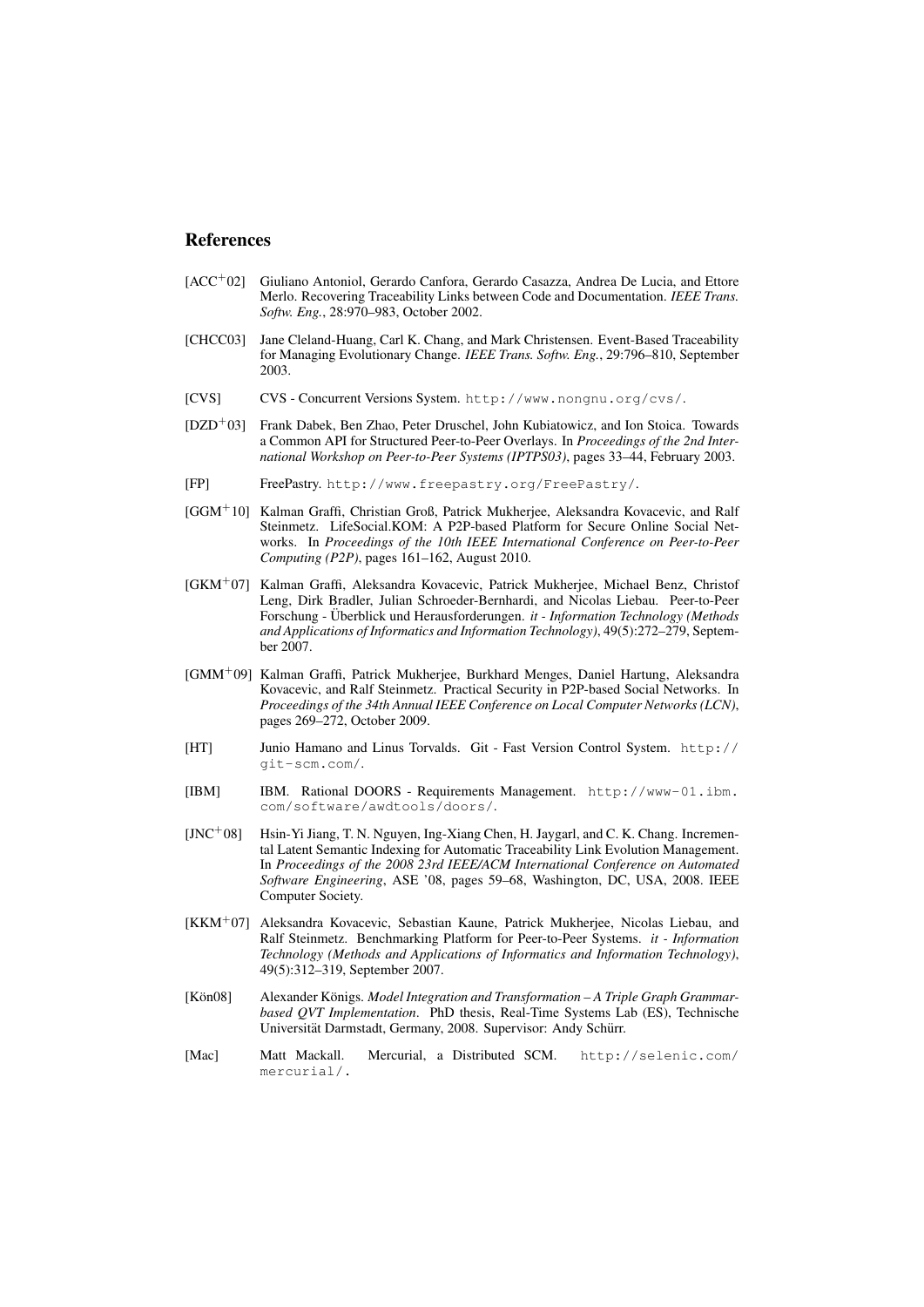## References

[ACC+02] Giuliano Antoniol, Gerardo Canfora, Gerardo Casazza, Andrea De Lucia, and Ettore Merlo. Recovering Traceability Links between Code and Documentation. *IEEE Trans. Softw. Eng.*, 28:970–983, October 2002.

[CHCC03] Jane Cleland-Huang, Carl K. Chang, and Mark Christensen. Event-Based Traceability for Managing Evolutionary Change. *IEEE Trans. Softw. Eng.*, 29:796–810, September 2003.

[CVS] CVS - Concurrent Versions System. `http://www.nongnu.org/cvs/`.

[DZD+03] Frank Dabek, Ben Zhao, Peter Druschel, John Kubiatowicz, and Ion Stoica. Towards a Common API for Structured Peer-to-Peer Overlays. In *Proceedings of the 2nd International Workshop on Peer-to-Peer Systems (IPTPS03)*, pages 33–44, February 2003.

[FP] FreePastry. `http://www.freepastry.org/FreePastry/`.

[GGM+10] Kalman Graffi, Christian Groß, Patrick Mukherjee, Aleksandra Kovacevic, and Ralf Steinmetz. LifeSocial.KOM: A P2P-based Platform for Secure Online Social Networks. In *Proceedings of the 10th IEEE International Conference on Peer-to-Peer Computing (P2P)*, pages 161–162, August 2010.

[GKM+07] Kalman Graffi, Aleksandra Kovacevic, Patrick Mukherjee, Michael Benz, Christof Leng, Dirk Bradler, Julian Schroeder-Bernhardi, and Nicolas Liebau. Peer-to-Peer Forschung - Überblick und Herausforderungen. *it - Information Technology (Methods and Applications of Informatics and Information Technology)*, 49(5):272–279, September 2007.

[GMM+09] Kalman Graffi, Patrick Mukherjee, Burkhard Menges, Daniel Hartung, Aleksandra Kovacevic, and Ralf Steinmetz. Practical Security in P2P-based Social Networks. In *Proceedings of the 34th Annual IEEE Conference on Local Computer Networks (LCN)*, pages 269–272, October 2009.

[HT] Junio Hamano and Linus Torvalds. Git - Fast Version Control System. `http://git-scm.com/`.

[IBM] IBM. Rational DOORS - Requirements Management. `http://www-01.ibm.com/software/awdtools/doors/`.

[JNC+08] Hsin-Yi Jiang, T. N. Nguyen, Ing-Xiang Chen, H. Jaygarl, and C. K. Chang. Incremental Latent Semantic Indexing for Automatic Traceability Link Evolution Management. In *Proceedings of the 2008 23rd IEEE/ACM International Conference on Automated Software Engineering*, ASE '08, pages 59–68, Washington, DC, USA, 2008. IEEE Computer Society.

[KKM+07] Aleksandra Kovacevic, Sebastian Kaune, Patrick Mukherjee, Nicolas Liebau, and Ralf Steinmetz. Benchmarking Platform for Peer-to-Peer Systems. *it - Information Technology (Methods and Applications of Informatics and Information Technology)*, 49(5):312–319, September 2007.

[Kön08] Alexander Königs. *Model Integration and Transformation – A Triple Graph Grammar-based QVT Implementation*. PhD thesis, Real-Time Systems Lab (ES), Technische Universität Darmstadt, Germany, 2008. Supervisor: Andy Schürr.

[Mac] Matt Mackall. Mercurial, a Distributed SCM. `http://selenic.com/mercurial/`.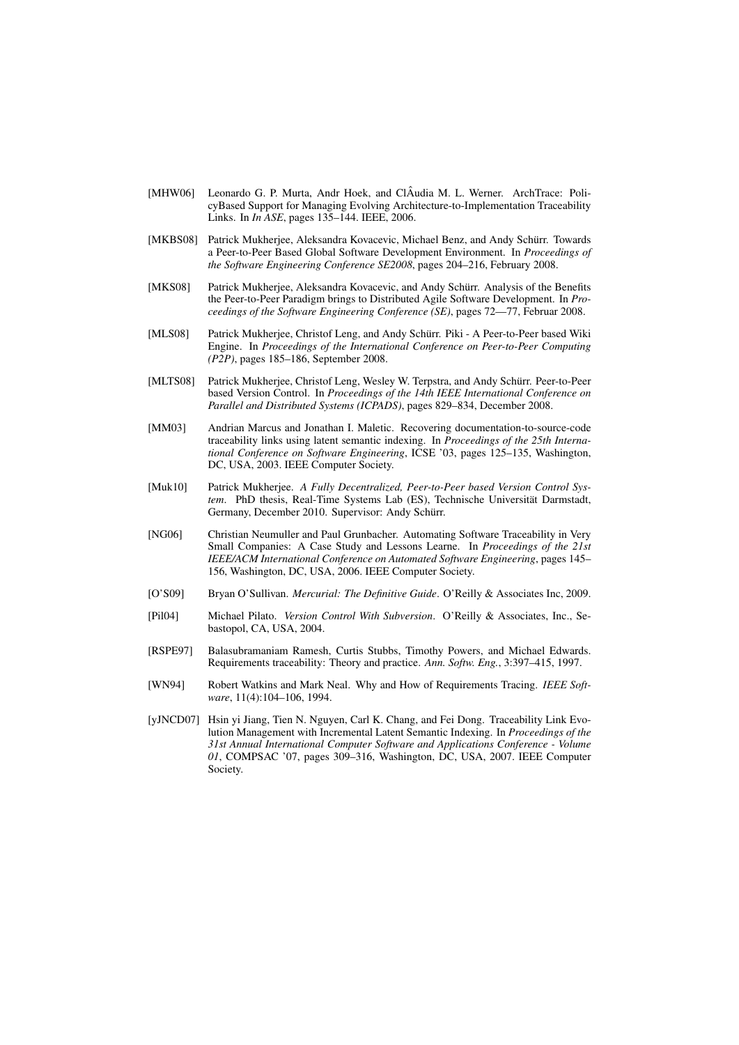[MHW06] Leonardo G. P. Murta, Andr Hoek, and ClÂudia M. L. Werner. ArchTrace: PolicyBased Support for Managing Evolving Architecture-to-Implementation Traceability Links. In *In ASE*, pages 135–144. IEEE, 2006.

[MKBS08] Patrick Mukherjee, Aleksandra Kovacevic, Michael Benz, and Andy Schürr. Towards a Peer-to-Peer Based Global Software Development Environment. In *Proceedings of the Software Engineering Conference SE2008*, pages 204–216, February 2008.

[MKS08] Patrick Mukherjee, Aleksandra Kovacevic, and Andy Schürr. Analysis of the Benefits the Peer-to-Peer Paradigm brings to Distributed Agile Software Development. In *Proceedings of the Software Engineering Conference (SE)*, pages 72—77, Februar 2008.

[MLS08] Patrick Mukherjee, Christof Leng, and Andy Schürr. Piki - A Peer-to-Peer based Wiki Engine. In *Proceedings of the International Conference on Peer-to-Peer Computing (P2P)*, pages 185–186, September 2008.

[MLTS08] Patrick Mukherjee, Christof Leng, Wesley W. Terpstra, and Andy Schürr. Peer-to-Peer based Version Control. In *Proceedings of the 14th IEEE International Conference on Parallel and Distributed Systems (ICPADS)*, pages 829–834, December 2008.

[MM03] Andrian Marcus and Jonathan I. Maletic. Recovering documentation-to-source-code traceability links using latent semantic indexing. In *Proceedings of the 25th International Conference on Software Engineering*, ICSE '03, pages 125–135, Washington, DC, USA, 2003. IEEE Computer Society.

[Muk10] Patrick Mukherjee. *A Fully Decentralized, Peer-to-Peer based Version Control System*. PhD thesis, Real-Time Systems Lab (ES), Technische Universität Darmstadt, Germany, December 2010. Supervisor: Andy Schürr.

[NG06] Christian Neumuller and Paul Grunbacher. Automating Software Traceability in Very Small Companies: A Case Study and Lessons Learne. In *Proceedings of the 21st IEEE/ACM International Conference on Automated Software Engineering*, pages 145–156, Washington, DC, USA, 2006. IEEE Computer Society.

[O'S09] Bryan O'Sullivan. *Mercurial: The Definitive Guide*. O'Reilly & Associates Inc, 2009.

[Pil04] Michael Pilato. *Version Control With Subversion*. O'Reilly & Associates, Inc., Sebastopol, CA, USA, 2004.

[RSPE97] Balasubramaniam Ramesh, Curtis Stubbs, Timothy Powers, and Michael Edwards. Requirements traceability: Theory and practice. *Ann. Softw. Eng.*, 3:397–415, 1997.

[WN94] Robert Watkins and Mark Neal. Why and How of Requirements Tracing. *IEEE Software*, 11(4):104–106, 1994.

[yJNCD07] Hsin yi Jiang, Tien N. Nguyen, Carl K. Chang, and Fei Dong. Traceability Link Evolution Management with Incremental Latent Semantic Indexing. In *Proceedings of the 31st Annual International Computer Software and Applications Conference - Volume 01*, COMPSAC '07, pages 309–316, Washington, DC, USA, 2007. IEEE Computer Society.